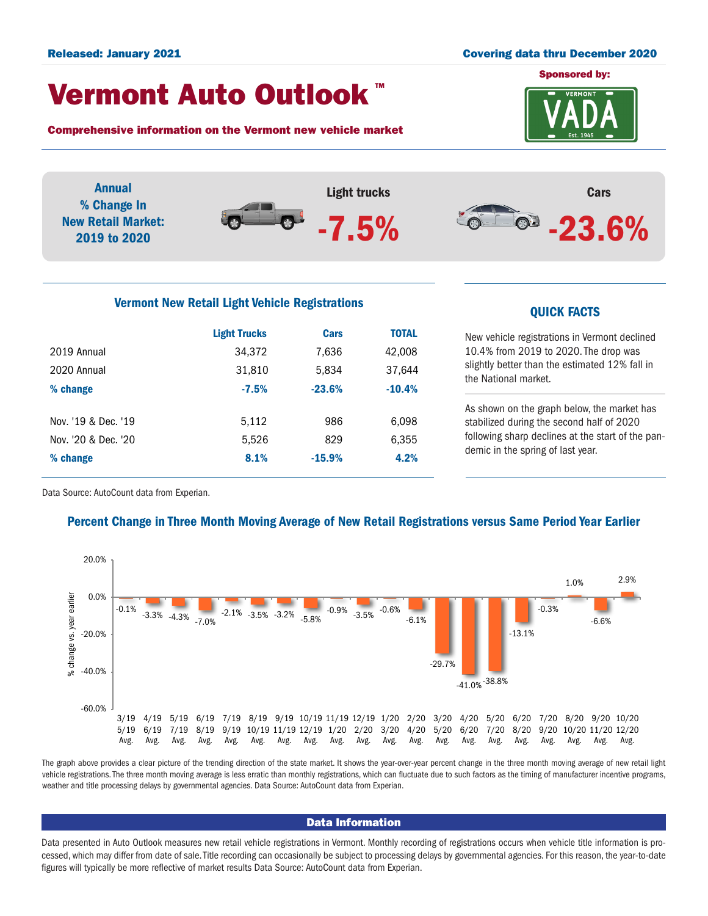Released: January 2021

Covering data thru December 2020

# Vermont Auto Outlook™

**Comprehensive information on the Vermont new vehicle market**

Sponsored by: VERMONT VADA Est. 1945

**Annual % Change In New Retail Market: 2019 to 2020**

| Light trucks | Cars |
|---|---|
| **-7.5%** | **-23.6%** |

## Vermont New Retail Light Vehicle Registrations

| | Light Trucks | Cars | TOTAL |
|---|---|---|---|
| 2019 Annual | 34,372 | 7,636 | 42,008 |
| 2020 Annual | 31,810 | 5,834 | 37,644 |
| **% change** | **-7.5%** | **-23.6%** | **-10.4%** |
| Nov. '19 & Dec. '19 | 5,112 | 986 | 6,098 |
| Nov. '20 & Dec. '20 | 5,526 | 829 | 6,355 |
| **% change** | **8.1%** | **-15.9%** | **4.2%** |

Data Source: AutoCount data from Experian.

## QUICK FACTS

New vehicle registrations in Vermont declined 10.4% from 2019 to 2020. The drop was slightly better than the estimated 12% fall in the National market.

As shown on the graph below, the market has stabilized during the second half of 2020 following sharp declines at the start of the pandemic in the spring of last year.

## Percent Change in Three Month Moving Average of New Retail Registrations versus Same Period Year Earlier

| Period | % change vs. year earlier |
|---|---|
| 3/19 5/19 Avg. | -0.1% |
| 4/19 6/19 Avg. | -3.3% |
| 5/19 7/19 Avg. | -4.3% |
| 6/19 8/19 Avg. | -7.0% |
| 7/19 9/19 Avg. | -2.1% |
| 8/19 10/19 Avg. | -3.5% |
| 9/19 11/19 Avg. | -3.2% |
| 10/19 12/19 Avg. | -5.8% |
| 11/19 1/20 Avg. | -0.9% |
| 12/19 2/20 Avg. | -3.5% |
| 1/20 3/20 Avg. | -0.6% |
| 2/20 4/20 Avg. | -6.1% |
| 3/20 5/20 Avg. | -29.7% |
| 4/20 6/20 Avg. | -41.0% |
| 5/20 7/20 Avg. | -38.8% |
| 6/20 8/20 Avg. | -13.1% |
| 7/20 9/20 Avg. | -0.3% |
| 8/20 10/20 Avg. | 1.0% |
| 9/20 11/20 Avg. | -6.6% |
| 10/20 12/20 Avg. | 2.9% |

The graph above provides a clear picture of the trending direction of the state market. It shows the year-over-year percent change in the three month moving average of new retail light vehicle registrations. The three month moving average is less erratic than monthly registrations, which can fluctuate due to such factors as the timing of manufacturer incentive programs, weather and title processing delays by governmental agencies. Data Source: AutoCount data from Experian.

## Data Information

Data presented in Auto Outlook measures new retail vehicle registrations in Vermont. Monthly recording of registrations occurs when vehicle title information is processed, which may differ from date of sale. Title recording can occasionally be subject to processing delays by governmental agencies. For this reason, the year-to-date figures will typically be more reflective of market results Data Source: AutoCount data from Experian.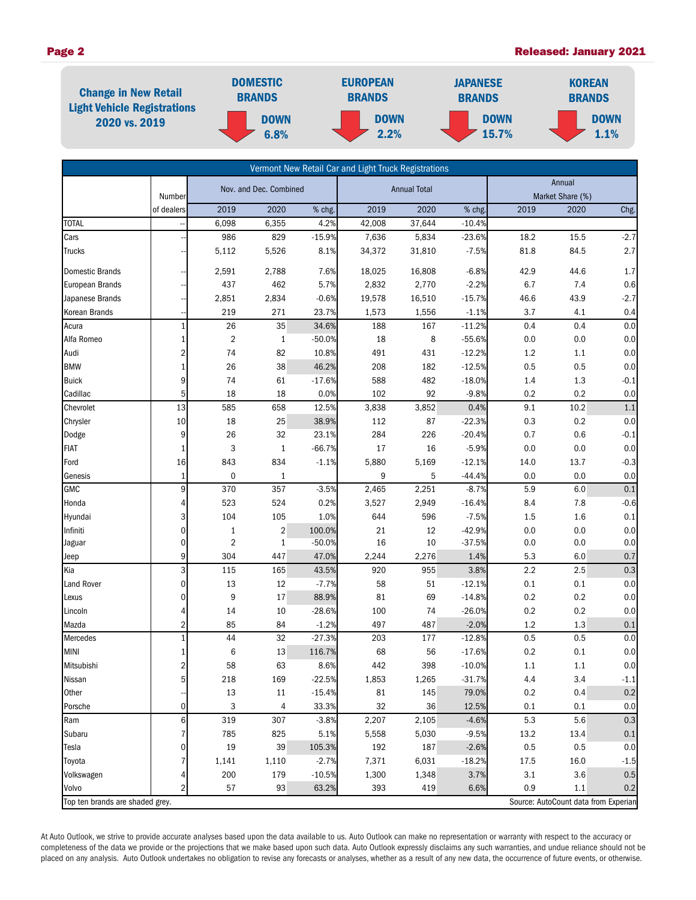## Change in New Retail Light Vehicle Registrations 2020 vs. 2019

| DOMESTIC BRANDS | EUROPEAN BRANDS | JAPANESE BRANDS | KOREAN BRANDS |
|---|---|---|---|
| DOWN 6.8% | DOWN 2.2% | DOWN 15.7% | DOWN 1.1% |

**Vermont New Retail Car and Light Truck Registrations**

| | Number of dealers | Nov. and Dec. Combined | | | Annual Total | | | Annual Market Share (%) | | |
|---|---|---|---|---|---|---|---|---|---|---|
| | | 2019 | 2020 | % chg. | 2019 | 2020 | % chg. | 2019 | 2020 | Chg. |
| TOTAL | -- | 6,098 | 6,355 | 4.2% | 42,008 | 37,644 | -10.4% | | | |
| Cars | -- | 986 | 829 | -15.9% | 7,636 | 5,834 | -23.6% | 18.2 | 15.5 | -2.7 |
| Trucks | -- | 5,112 | 5,526 | 8.1% | 34,372 | 31,810 | -7.5% | 81.8 | 84.5 | 2.7 |
| Domestic Brands | -- | 2,591 | 2,788 | 7.6% | 18,025 | 16,808 | -6.8% | 42.9 | 44.6 | 1.7 |
| European Brands | -- | 437 | 462 | 5.7% | 2,832 | 2,770 | -2.2% | 6.7 | 7.4 | 0.6 |
| Japanese Brands | -- | 2,851 | 2,834 | -0.6% | 19,578 | 16,510 | -15.7% | 46.6 | 43.9 | -2.7 |
| Korean Brands | -- | 219 | 271 | 23.7% | 1,573 | 1,556 | -1.1% | 3.7 | 4.1 | 0.4 |
| Acura | 1 | 26 | 35 | 34.6% | 188 | 167 | -11.2% | 0.4 | 0.4 | 0.0 |
| Alfa Romeo | 1 | 2 | 1 | -50.0% | 18 | 8 | -55.6% | 0.0 | 0.0 | 0.0 |
| Audi | 2 | 74 | 82 | 10.8% | 491 | 431 | -12.2% | 1.2 | 1.1 | 0.0 |
| BMW | 1 | 26 | 38 | 46.2% | 208 | 182 | -12.5% | 0.5 | 0.5 | 0.0 |
| Buick | 9 | 74 | 61 | -17.6% | 588 | 482 | -18.0% | 1.4 | 1.3 | -0.1 |
| Cadillac | 5 | 18 | 18 | 0.0% | 102 | 92 | -9.8% | 0.2 | 0.2 | 0.0 |
| Chevrolet | 13 | 585 | 658 | 12.5% | 3,838 | 3,852 | 0.4% | 9.1 | 10.2 | 1.1 |
| Chrysler | 10 | 18 | 25 | 38.9% | 112 | 87 | -22.3% | 0.3 | 0.2 | 0.0 |
| Dodge | 9 | 26 | 32 | 23.1% | 284 | 226 | -20.4% | 0.7 | 0.6 | -0.1 |
| FIAT | 1 | 3 | 1 | -66.7% | 17 | 16 | -5.9% | 0.0 | 0.0 | 0.0 |
| Ford | 16 | 843 | 834 | -1.1% | 5,880 | 5,169 | -12.1% | 14.0 | 13.7 | -0.3 |
| Genesis | 1 | 0 | 1 | | 9 | 5 | -44.4% | 0.0 | 0.0 | 0.0 |
| GMC | 9 | 370 | 357 | -3.5% | 2,465 | 2,251 | -8.7% | 5.9 | 6.0 | 0.1 |
| Honda | 4 | 523 | 524 | 0.2% | 3,527 | 2,949 | -16.4% | 8.4 | 7.8 | -0.6 |
| Hyundai | 3 | 104 | 105 | 1.0% | 644 | 596 | -7.5% | 1.5 | 1.6 | 0.1 |
| Infiniti | 0 | 1 | 2 | 100.0% | 21 | 12 | -42.9% | 0.0 | 0.0 | 0.0 |
| Jaguar | 0 | 2 | 1 | -50.0% | 16 | 10 | -37.5% | 0.0 | 0.0 | 0.0 |
| Jeep | 9 | 304 | 447 | 47.0% | 2,244 | 2,276 | 1.4% | 5.3 | 6.0 | 0.7 |
| Kia | 3 | 115 | 165 | 43.5% | 920 | 955 | 3.8% | 2.2 | 2.5 | 0.3 |
| Land Rover | 0 | 13 | 12 | -7.7% | 58 | 51 | -12.1% | 0.1 | 0.1 | 0.0 |
| Lexus | 0 | 9 | 17 | 88.9% | 81 | 69 | -14.8% | 0.2 | 0.2 | 0.0 |
| Lincoln | 4 | 14 | 10 | -28.6% | 100 | 74 | -26.0% | 0.2 | 0.2 | 0.0 |
| Mazda | 2 | 85 | 84 | -1.2% | 497 | 487 | -2.0% | 1.2 | 1.3 | 0.1 |
| Mercedes | 1 | 44 | 32 | -27.3% | 203 | 177 | -12.8% | 0.5 | 0.5 | 0.0 |
| MINI | 1 | 6 | 13 | 116.7% | 68 | 56 | -17.6% | 0.2 | 0.1 | 0.0 |
| Mitsubishi | 2 | 58 | 63 | 8.6% | 442 | 398 | -10.0% | 1.1 | 1.1 | 0.0 |
| Nissan | 5 | 218 | 169 | -22.5% | 1,853 | 1,265 | -31.7% | 4.4 | 3.4 | -1.1 |
| Other | -- | 13 | 11 | -15.4% | 81 | 145 | 79.0% | 0.2 | 0.4 | 0.2 |
| Porsche | 0 | 3 | 4 | 33.3% | 32 | 36 | 12.5% | 0.1 | 0.1 | 0.0 |
| Ram | 6 | 319 | 307 | -3.8% | 2,207 | 2,105 | -4.6% | 5.3 | 5.6 | 0.3 |
| Subaru | 7 | 785 | 825 | 5.1% | 5,558 | 5,030 | -9.5% | 13.2 | 13.4 | 0.1 |
| Tesla | 0 | 19 | 39 | 105.3% | 192 | 187 | -2.6% | 0.5 | 0.5 | 0.0 |
| Toyota | 7 | 1,141 | 1,110 | -2.7% | 7,371 | 6,031 | -18.2% | 17.5 | 16.0 | -1.5 |
| Volkswagen | 4 | 200 | 179 | -10.5% | 1,300 | 1,348 | 3.7% | 3.1 | 3.6 | 0.5 |
| Volvo | 2 | 57 | 93 | 63.2% | 393 | 419 | 6.6% | 0.9 | 1.1 | 0.2 |

Top ten brands are shaded grey.

Source: AutoCount data from Experian

At Auto Outlook, we strive to provide accurate analyses based upon the data available to us. Auto Outlook can make no representation or warranty with respect to the accuracy or completeness of the data we provide or the projections that we make based upon such data. Auto Outlook expressly disclaims any such warranties, and undue reliance should not be placed on any analysis. Auto Outlook undertakes no obligation to revise any forecasts or analyses, whether as a result of any new data, the occurrence of future events, or otherwise.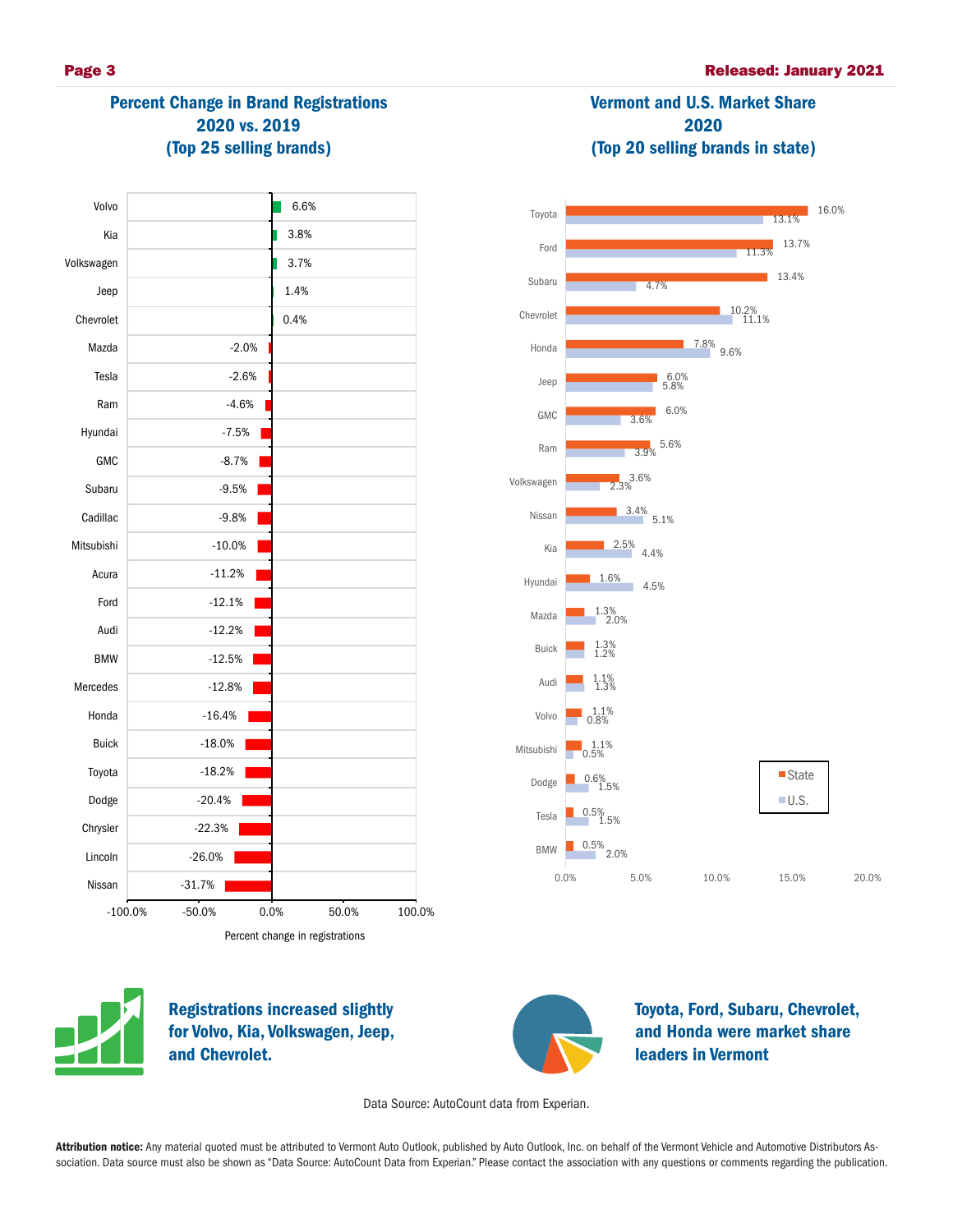## Percent Change in Brand Registrations 2020 vs. 2019 (Top 25 selling brands)

| Brand | Percent change in registrations |
| --- | --- |
| Volvo | 6.6% |
| Kia | 3.8% |
| Volkswagen | 3.7% |
| Jeep | 1.4% |
| Chevrolet | 0.4% |
| Mazda | -2.0% |
| Tesla | -2.6% |
| Ram | -4.6% |
| Hyundai | -7.5% |
| GMC | -8.7% |
| Subaru | -9.5% |
| Cadillac | -9.8% |
| Mitsubishi | -10.0% |
| Acura | -11.2% |
| Ford | -12.1% |
| Audi | -12.2% |
| BMW | -12.5% |
| Mercedes | -12.8% |
| Honda | -16.4% |
| Buick | -18.0% |
| Toyota | -18.2% |
| Dodge | -20.4% |
| Chrysler | -22.3% |
| Lincoln | -26.0% |
| Nissan | -31.7% |

## Vermont and U.S. Market Share 2020 (Top 20 selling brands in state)

| Brand | State | U.S. |
| --- | --- | --- |
| Toyota | 16.0% | 13.1% |
| Ford | 13.7% | 11.3% |
| Subaru | 13.4% | 4.7% |
| Chevrolet | 10.2% | 11.1% |
| Honda | 7.8% | 9.6% |
| Jeep | 6.0% | 5.8% |
| GMC | 6.0% | 3.6% |
| Ram | 5.6% | 3.9% |
| Volkswagen | 3.6% | 2.3% |
| Nissan | 3.4% | 5.1% |
| Kia | 2.5% | 4.4% |
| Hyundai | 1.6% | 4.5% |
| Mazda | 1.3% | 2.0% |
| Buick | 1.3% | 1.2% |
| Audi | 1.1% | 1.3% |
| Volvo | 1.1% | 0.8% |
| Mitsubishi | 1.1% | 0.5% |
| Dodge | 0.6% | 1.5% |
| Tesla | 0.5% | 1.5% |
| BMW | 0.5% | 2.0% |

**Registrations increased slightly for Volvo, Kia, Volkswagen, Jeep, and Chevrolet.**

**Toyota, Ford, Subaru, Chevrolet, and Honda were market share leaders in Vermont**

Data Source: AutoCount data from Experian.

**Attribution notice:** Any material quoted must be attributed to Vermont Auto Outlook, published by Auto Outlook, Inc. on behalf of the Vermont Vehicle and Automotive Distributors Association. Data source must also be shown as "Data Source: AutoCount Data from Experian." Please contact the association with any questions or comments regarding the publication.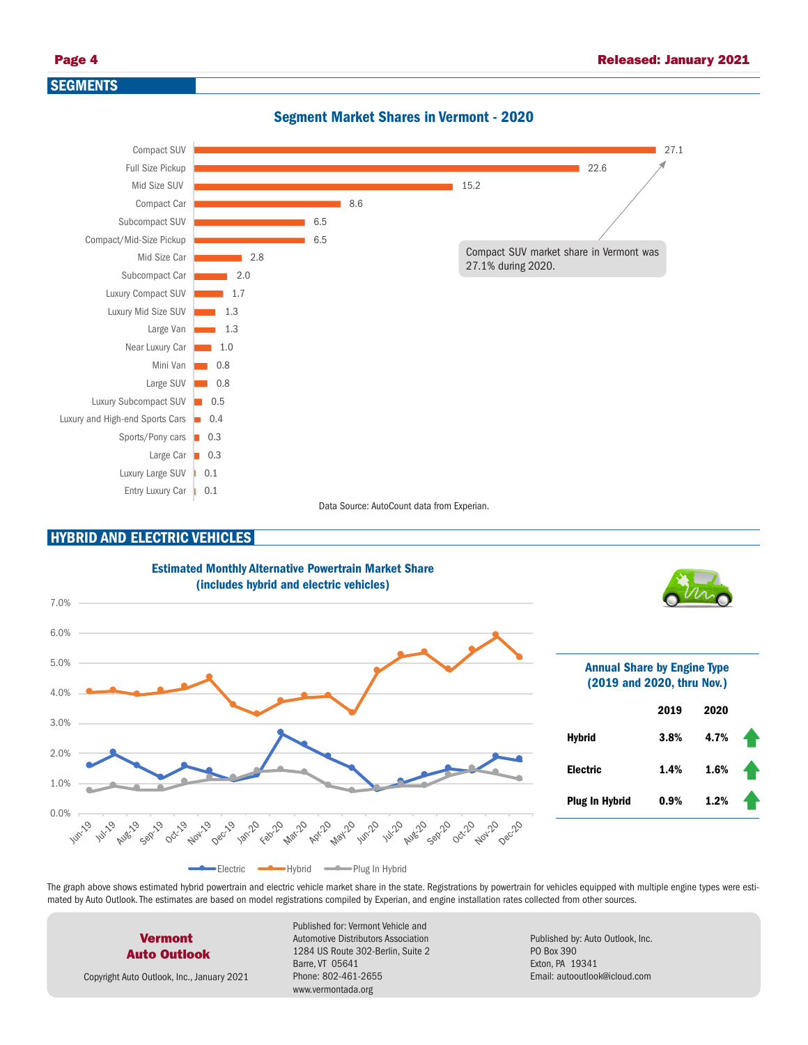## SEGMENTS

**Segment Market Shares in Vermont - 2020**

Compact SUV 27.1
Full Size Pickup 22.6
Mid Size SUV 15.2
Compact Car 8.6
Subcompact SUV 6.5
Compact/Mid-Size Pickup 6.5
Mid Size Car 2.8
Subcompact Car 2.0
Luxury Compact SUV 1.7
Luxury Mid Size SUV 1.3
Large Van 1.3
Near Luxury Car 1.0
Mini Van 0.8
Large SUV 0.8
Luxury Subcompact SUV 0.5
Luxury and High-end Sports Cars 0.4
Sports/Pony cars 0.3
Large Car 0.3
Luxury Large SUV 0.1
Entry Luxury Car 0.1

Compact SUV market share in Vermont was 27.1% during 2020.

Data Source: AutoCount data from Experian.

## HYBRID AND ELECTRIC VEHICLES

**Estimated Monthly Alternative Powertrain Market Share (includes hybrid and electric vehicles)**

7.0%
6.0%
5.0%
4.0%
3.0%
2.0%
1.0%
0.0%

Jun-19, Jul-19, Aug-19, Sep-19, Oct-19, Nov-19, Dec-19, Jan-20, Feb-20, Mar-20, Apr-20, May-20, Jun-20, Jul-20, Aug-20, Sep-20, Oct-20, Nov-20, Dec-20

Electric, Hybrid, Plug In Hybrid

**Annual Share by Engine Type (2019 and 2020, thru Nov.)**

| | 2019 | 2020 |
|---|---|---|
| **Hybrid** | 3.8% | 4.7% |
| **Electric** | 1.4% | 1.6% |
| **Plug In Hybrid** | 0.9% | 1.2% |

The graph above shows estimated hybrid powertrain and electric vehicle market share in the state. Registrations by powertrain for vehicles equipped with multiple engine types were estimated by Auto Outlook. The estimates are based on model registrations compiled by Experian, and engine installation rates collected from other sources.

**Vermont Auto Outlook**

Copyright Auto Outlook, Inc., January 2021

Published for: Vermont Vehicle and Automotive Distributors Association
1284 US Route 302-Berlin, Suite 2
Barre, VT 05641
Phone: 802-461-2655
www.vermontada.org

Published by: Auto Outlook, Inc.
PO Box 390
Exton, PA 19341
Email: autooutlook@icloud.com